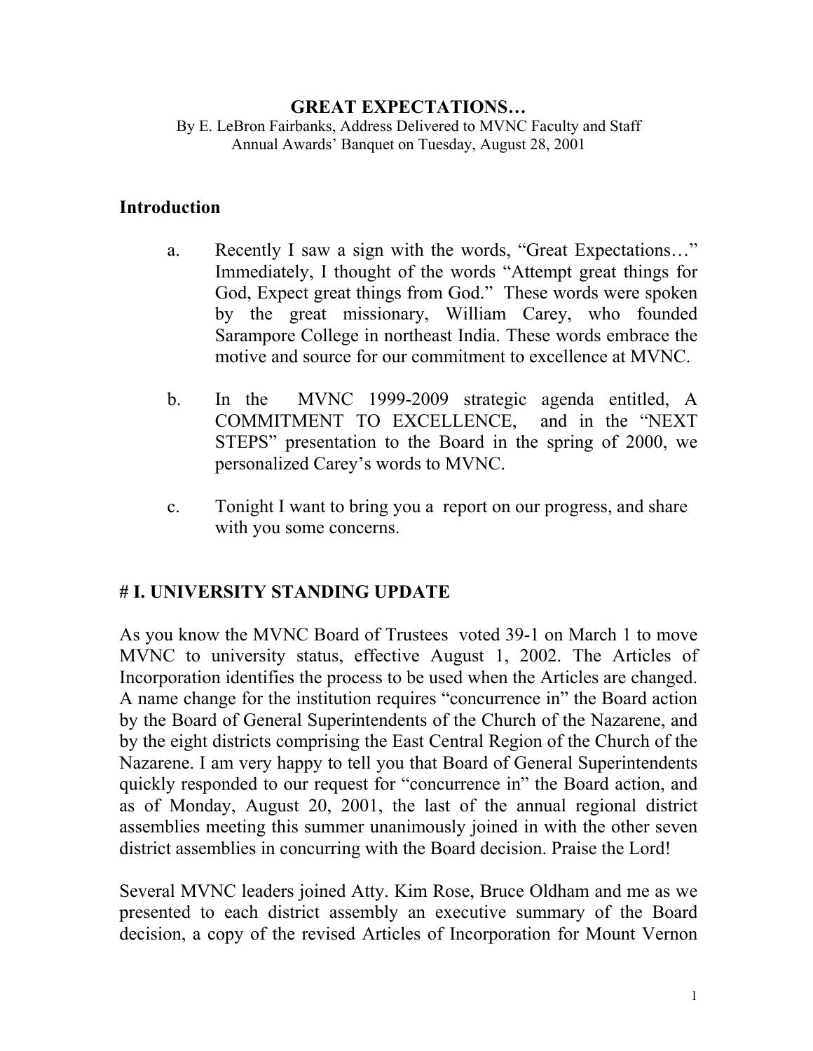# GREAT EXPECTATIONS…

By E. LeBron Fairbanks, Address Delivered to MVNC Faculty and Staff
Annual Awards' Banquet on Tuesday, August 28, 2001

## Introduction

a. Recently I saw a sign with the words, "Great Expectations…" Immediately, I thought of the words "Attempt great things for God, Expect great things from God." These words were spoken by the great missionary, William Carey, who founded Sarampore College in northeast India. These words embrace the motive and source for our commitment to excellence at MVNC.

b. In the MVNC 1999-2009 strategic agenda entitled, A COMMITMENT TO EXCELLENCE, and in the "NEXT STEPS" presentation to the Board in the spring of 2000, we personalized Carey's words to MVNC.

c. Tonight I want to bring you a report on our progress, and share with you some concerns.

## # I. UNIVERSITY STANDING UPDATE

As you know the MVNC Board of Trustees voted 39-1 on March 1 to move MVNC to university status, effective August 1, 2002. The Articles of Incorporation identifies the process to be used when the Articles are changed. A name change for the institution requires "concurrence in" the Board action by the Board of General Superintendents of the Church of the Nazarene, and by the eight districts comprising the East Central Region of the Church of the Nazarene. I am very happy to tell you that Board of General Superintendents quickly responded to our request for "concurrence in" the Board action, and as of Monday, August 20, 2001, the last of the annual regional district assemblies meeting this summer unanimously joined in with the other seven district assemblies in concurring with the Board decision. Praise the Lord!

Several MVNC leaders joined Atty. Kim Rose, Bruce Oldham and me as we presented to each district assembly an executive summary of the Board decision, a copy of the revised Articles of Incorporation for Mount Vernon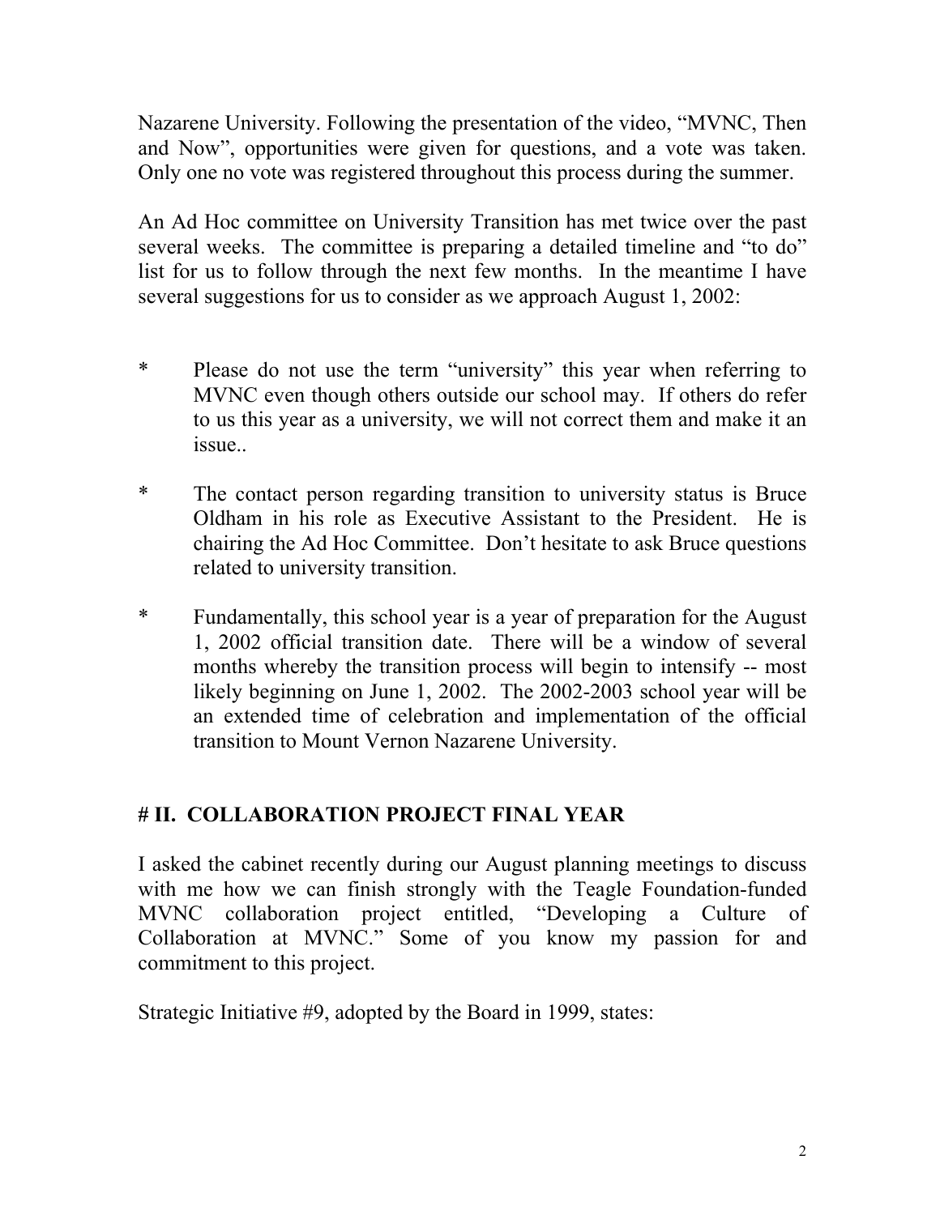Nazarene University. Following the presentation of the video, "MVNC, Then and Now", opportunities were given for questions, and a vote was taken. Only one no vote was registered throughout this process during the summer.

An Ad Hoc committee on University Transition has met twice over the past several weeks. The committee is preparing a detailed timeline and "to do" list for us to follow through the next few months. In the meantime I have several suggestions for us to consider as we approach August 1, 2002:

* Please do not use the term "university" this year when referring to MVNC even though others outside our school may. If others do refer to us this year as a university, we will not correct them and make it an issue..

* The contact person regarding transition to university status is Bruce Oldham in his role as Executive Assistant to the President. He is chairing the Ad Hoc Committee. Don't hesitate to ask Bruce questions related to university transition.

* Fundamentally, this school year is a year of preparation for the August 1, 2002 official transition date. There will be a window of several months whereby the transition process will begin to intensify -- most likely beginning on June 1, 2002. The 2002-2003 school year will be an extended time of celebration and implementation of the official transition to Mount Vernon Nazarene University.

**# II. COLLABORATION PROJECT FINAL YEAR**

I asked the cabinet recently during our August planning meetings to discuss with me how we can finish strongly with the Teagle Foundation-funded MVNC collaboration project entitled, "Developing a Culture of Collaboration at MVNC." Some of you know my passion for and commitment to this project.

Strategic Initiative #9, adopted by the Board in 1999, states: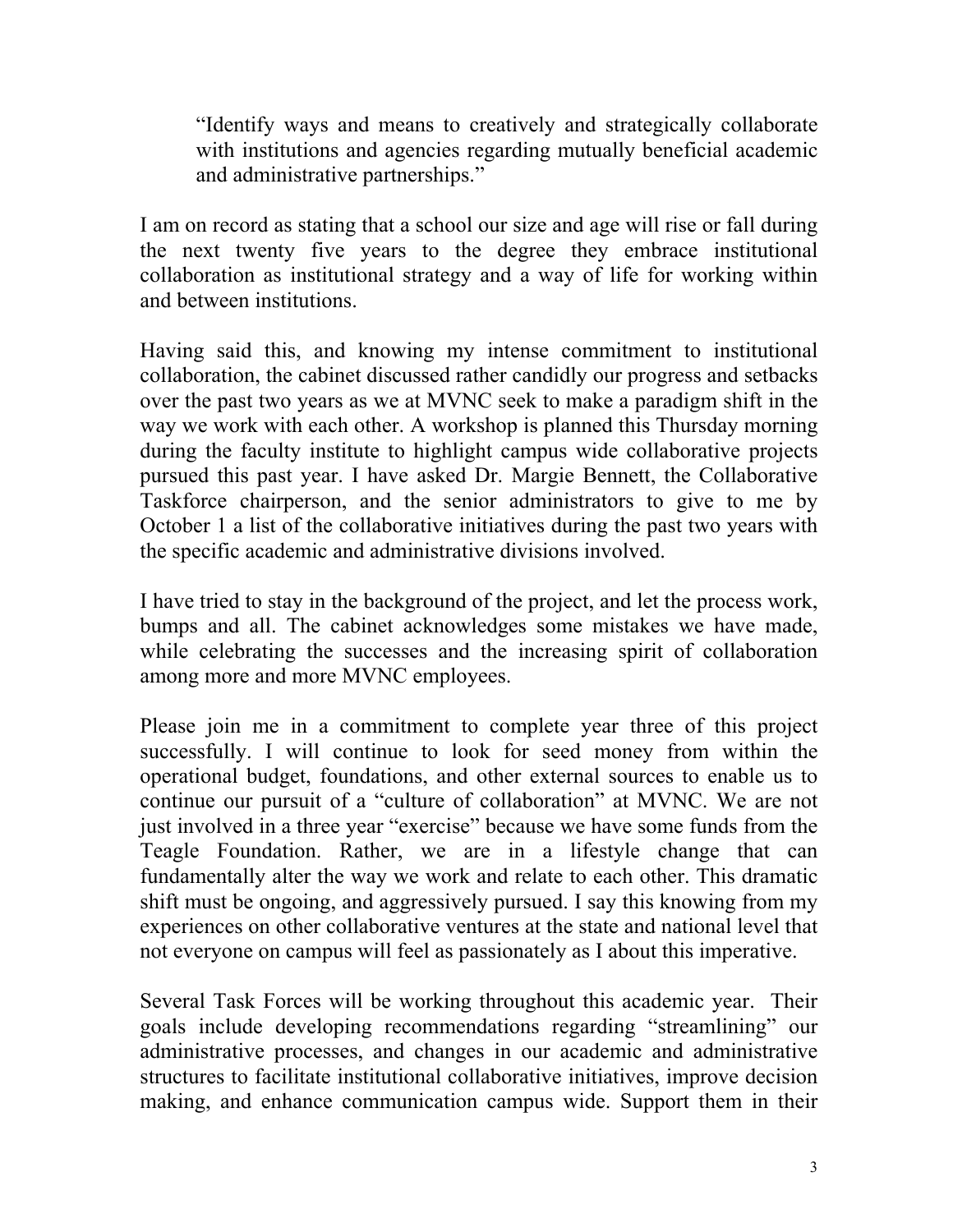> "Identify ways and means to creatively and strategically collaborate with institutions and agencies regarding mutually beneficial academic and administrative partnerships."

I am on record as stating that a school our size and age will rise or fall during the next twenty five years to the degree they embrace institutional collaboration as institutional strategy and a way of life for working within and between institutions.

Having said this, and knowing my intense commitment to institutional collaboration, the cabinet discussed rather candidly our progress and setbacks over the past two years as we at MVNC seek to make a paradigm shift in the way we work with each other. A workshop is planned this Thursday morning during the faculty institute to highlight campus wide collaborative projects pursued this past year. I have asked Dr. Margie Bennett, the Collaborative Taskforce chairperson, and the senior administrators to give to me by October 1 a list of the collaborative initiatives during the past two years with the specific academic and administrative divisions involved.

I have tried to stay in the background of the project, and let the process work, bumps and all. The cabinet acknowledges some mistakes we have made, while celebrating the successes and the increasing spirit of collaboration among more and more MVNC employees.

Please join me in a commitment to complete year three of this project successfully. I will continue to look for seed money from within the operational budget, foundations, and other external sources to enable us to continue our pursuit of a "culture of collaboration" at MVNC. We are not just involved in a three year "exercise" because we have some funds from the Teagle Foundation. Rather, we are in a lifestyle change that can fundamentally alter the way we work and relate to each other. This dramatic shift must be ongoing, and aggressively pursued. I say this knowing from my experiences on other collaborative ventures at the state and national level that not everyone on campus will feel as passionately as I about this imperative.

Several Task Forces will be working throughout this academic year. Their goals include developing recommendations regarding "streamlining" our administrative processes, and changes in our academic and administrative structures to facilitate institutional collaborative initiatives, improve decision making, and enhance communication campus wide. Support them in their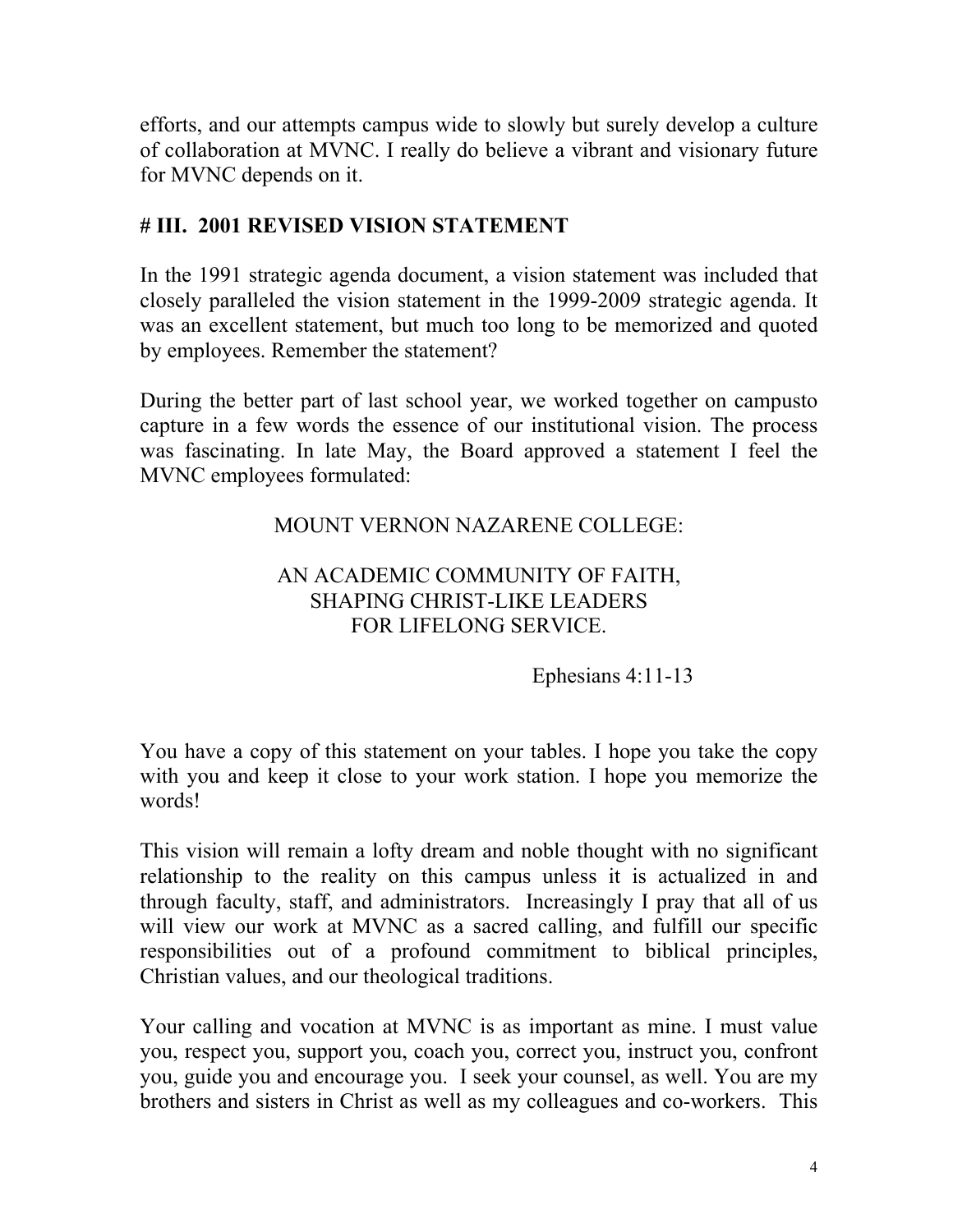efforts, and our attempts campus wide to slowly but surely develop a culture of collaboration at MVNC. I really do believe a vibrant and visionary future for MVNC depends on it.

**# III. 2001 REVISED VISION STATEMENT**

In the 1991 strategic agenda document, a vision statement was included that closely paralleled the vision statement in the 1999-2009 strategic agenda. It was an excellent statement, but much too long to be memorized and quoted by employees. Remember the statement?

During the better part of last school year, we worked together on campusto capture in a few words the essence of our institutional vision. The process was fascinating. In late May, the Board approved a statement I feel the MVNC employees formulated:

MOUNT VERNON NAZARENE COLLEGE:

AN ACADEMIC COMMUNITY OF FAITH,
SHAPING CHRIST-LIKE LEADERS
FOR LIFELONG SERVICE.

Ephesians 4:11-13

You have a copy of this statement on your tables. I hope you take the copy with you and keep it close to your work station. I hope you memorize the words!

This vision will remain a lofty dream and noble thought with no significant relationship to the reality on this campus unless it is actualized in and through faculty, staff, and administrators. Increasingly I pray that all of us will view our work at MVNC as a sacred calling, and fulfill our specific responsibilities out of a profound commitment to biblical principles, Christian values, and our theological traditions.

Your calling and vocation at MVNC is as important as mine. I must value you, respect you, support you, coach you, correct you, instruct you, confront you, guide you and encourage you. I seek your counsel, as well. You are my brothers and sisters in Christ as well as my colleagues and co-workers. This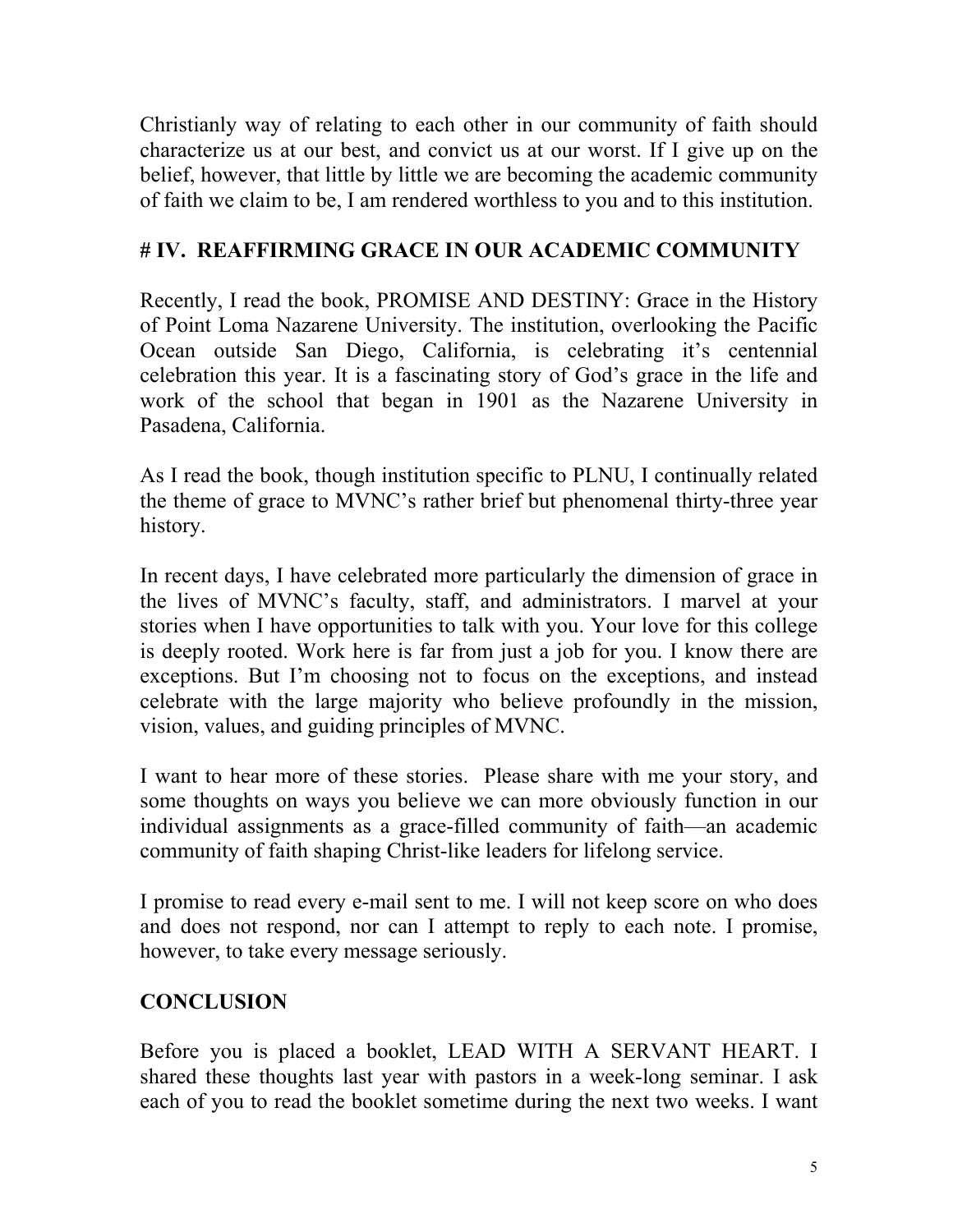Christianly way of relating to each other in our community of faith should characterize us at our best, and convict us at our worst. If I give up on the belief, however, that little by little we are becoming the academic community of faith we claim to be, I am rendered worthless to you and to this institution.

# IV. REAFFIRMING GRACE IN OUR ACADEMIC COMMUNITY

Recently, I read the book, PROMISE AND DESTINY: Grace in the History of Point Loma Nazarene University. The institution, overlooking the Pacific Ocean outside San Diego, California, is celebrating it's centennial celebration this year. It is a fascinating story of God's grace in the life and work of the school that began in 1901 as the Nazarene University in Pasadena, California.

As I read the book, though institution specific to PLNU, I continually related the theme of grace to MVNC's rather brief but phenomenal thirty-three year history.

In recent days, I have celebrated more particularly the dimension of grace in the lives of MVNC's faculty, staff, and administrators. I marvel at your stories when I have opportunities to talk with you. Your love for this college is deeply rooted. Work here is far from just a job for you. I know there are exceptions. But I'm choosing not to focus on the exceptions, and instead celebrate with the large majority who believe profoundly in the mission, vision, values, and guiding principles of MVNC.

I want to hear more of these stories. Please share with me your story, and some thoughts on ways you believe we can more obviously function in our individual assignments as a grace-filled community of faith—an academic community of faith shaping Christ-like leaders for lifelong service.

I promise to read every e-mail sent to me. I will not keep score on who does and does not respond, nor can I attempt to reply to each note. I promise, however, to take every message seriously.

# CONCLUSION

Before you is placed a booklet, LEAD WITH A SERVANT HEART. I shared these thoughts last year with pastors in a week-long seminar. I ask each of you to read the booklet sometime during the next two weeks. I want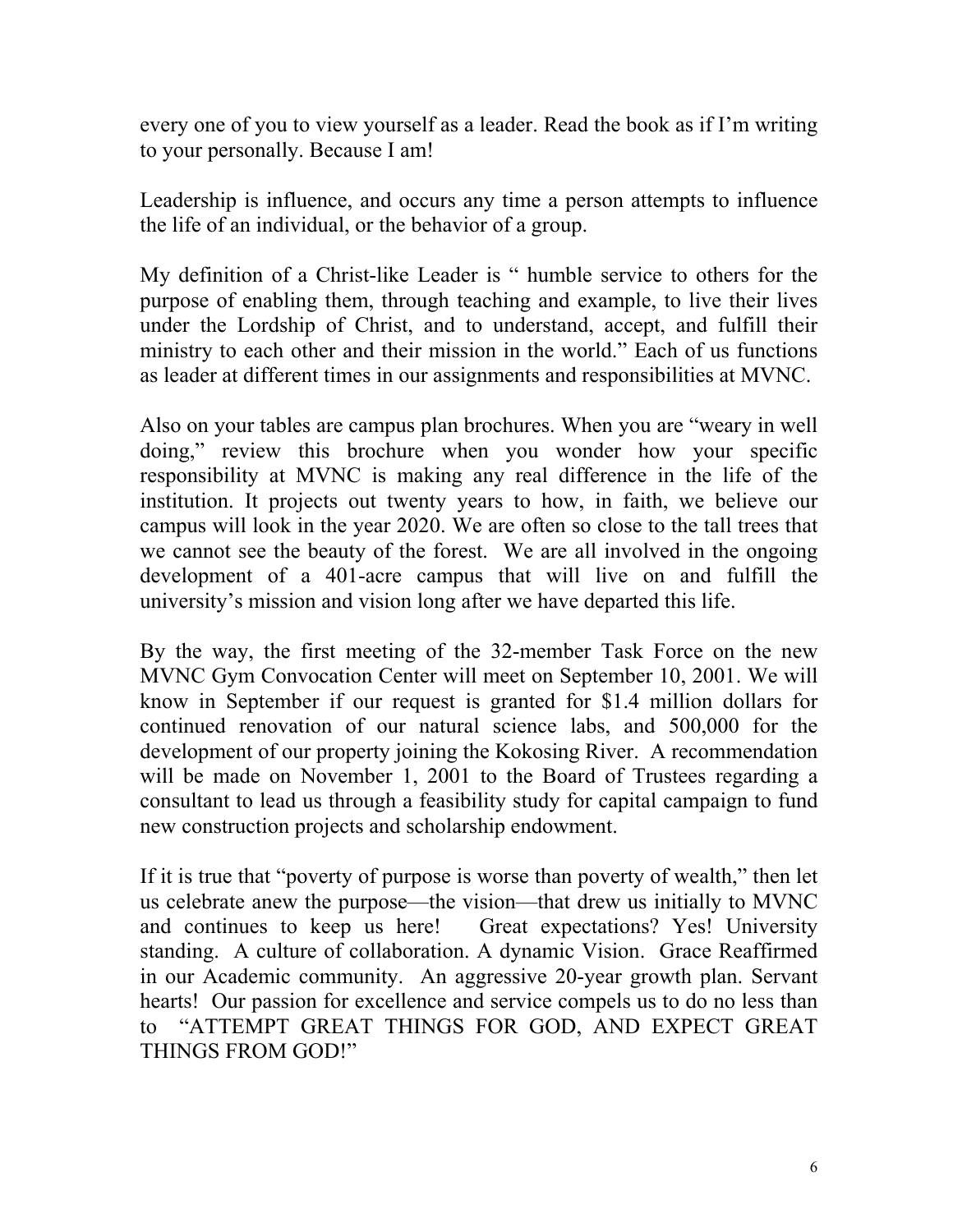every one of you to view yourself as a leader. Read the book as if I'm writing to your personally. Because I am!

Leadership is influence, and occurs any time a person attempts to influence the life of an individual, or the behavior of a group.

My definition of a Christ-like Leader is " humble service to others for the purpose of enabling them, through teaching and example, to live their lives under the Lordship of Christ, and to understand, accept, and fulfill their ministry to each other and their mission in the world." Each of us functions as leader at different times in our assignments and responsibilities at MVNC.

Also on your tables are campus plan brochures. When you are "weary in well doing," review this brochure when you wonder how your specific responsibility at MVNC is making any real difference in the life of the institution. It projects out twenty years to how, in faith, we believe our campus will look in the year 2020. We are often so close to the tall trees that we cannot see the beauty of the forest. We are all involved in the ongoing development of a 401-acre campus that will live on and fulfill the university's mission and vision long after we have departed this life.

By the way, the first meeting of the 32-member Task Force on the new MVNC Gym Convocation Center will meet on September 10, 2001. We will know in September if our request is granted for $1.4 million dollars for continued renovation of our natural science labs, and 500,000 for the development of our property joining the Kokosing River. A recommendation will be made on November 1, 2001 to the Board of Trustees regarding a consultant to lead us through a feasibility study for capital campaign to fund new construction projects and scholarship endowment.

If it is true that "poverty of purpose is worse than poverty of wealth," then let us celebrate anew the purpose—the vision—that drew us initially to MVNC and continues to keep us here! Great expectations? Yes! University standing. A culture of collaboration. A dynamic Vision. Grace Reaffirmed in our Academic community. An aggressive 20-year growth plan. Servant hearts! Our passion for excellence and service compels us to do no less than to "ATTEMPT GREAT THINGS FOR GOD, AND EXPECT GREAT THINGS FROM GOD!"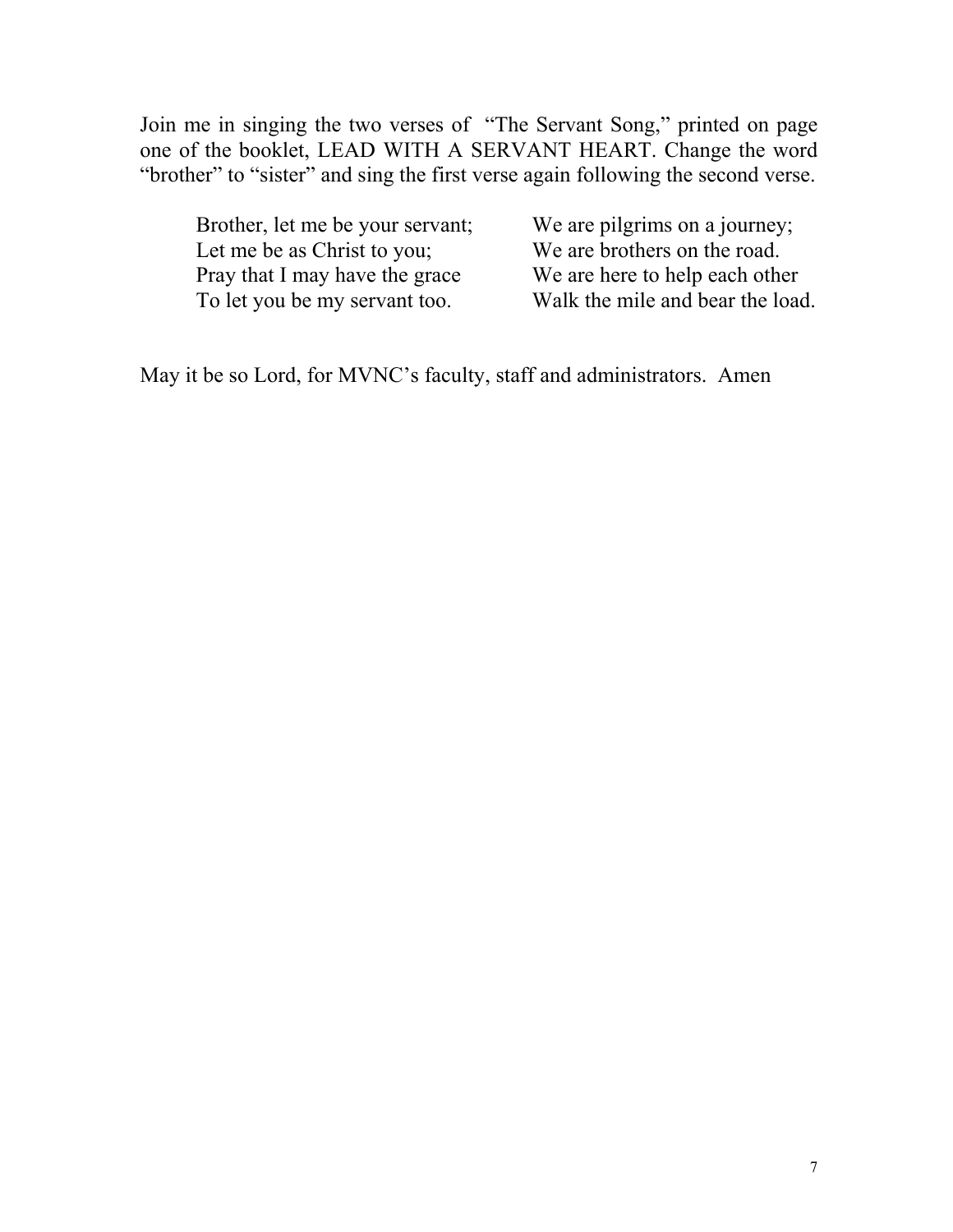Join me in singing the two verses of "The Servant Song," printed on page one of the booklet, LEAD WITH A SERVANT HEART. Change the word "brother" to "sister" and sing the first verse again following the second verse.

Brother, let me be your servant;
Let me be as Christ to you;
Pray that I may have the grace
To let you be my servant too.

We are pilgrims on a journey;
We are brothers on the road.
We are here to help each other
Walk the mile and bear the load.

May it be so Lord, for MVNC's faculty, staff and administrators. Amen